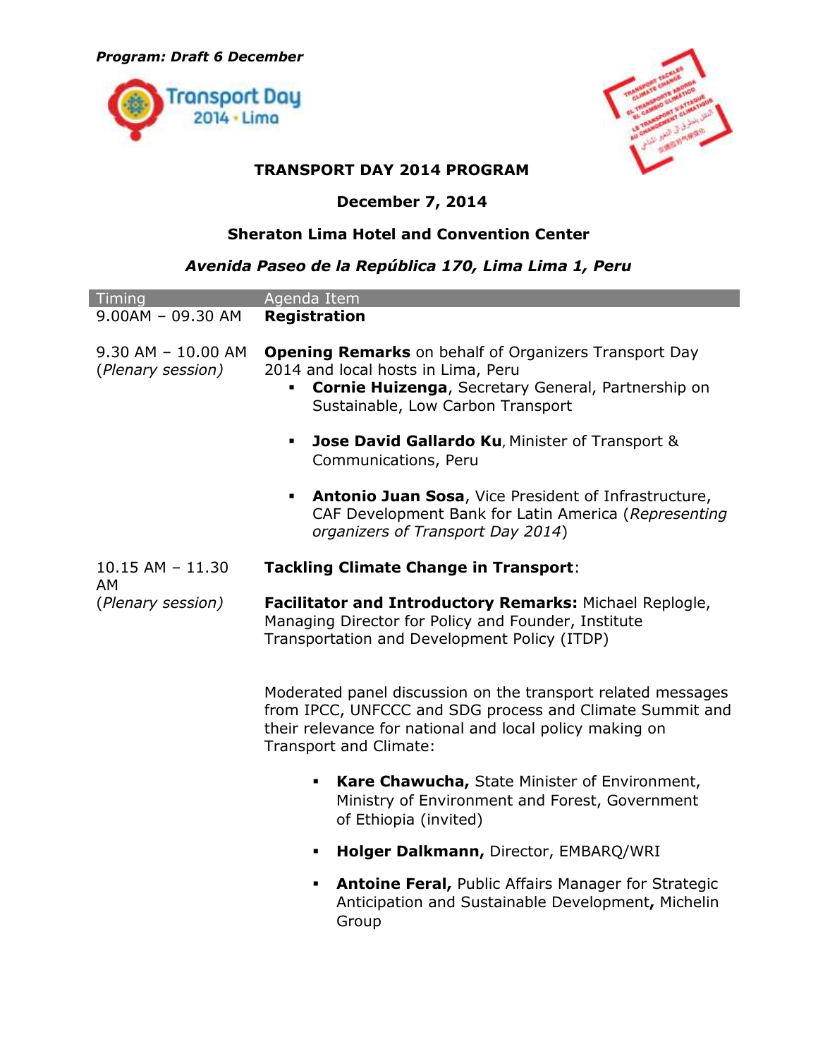***Program: Draft 6 December***

# TRANSPORT DAY 2014 PROGRAM

**December 7, 2014**

**Sheraton Lima Hotel and Convention Center**

***Avenida Paseo de la República 170, Lima Lima 1, Peru***

| Timing | Agenda Item |
|---|---|
| 9.00AM – 09.30 AM | **Registration** |
| 9.30 AM – 10.00 AM (*Plenary session*) | **Opening Remarks** on behalf of Organizers Transport Day 2014 and local hosts in Lima, Peru<br>▪ **Cornie Huizenga**, Secretary General, Partnership on Sustainable, Low Carbon Transport<br>▪ **Jose David Gallardo Ku**, Minister of Transport & Communications, Peru<br>▪ **Antonio Juan Sosa**, Vice President of Infrastructure, CAF Development Bank for Latin America (*Representing organizers of Transport Day 2014*) |
| 10.15 AM – 11.30 AM (*Plenary session*) | **Tackling Climate Change in Transport**:<br>**Facilitator and Introductory Remarks:** Michael Replogle, Managing Director for Policy and Founder, Institute Transportation and Development Policy (ITDP)<br>Moderated panel discussion on the transport related messages from IPCC, UNFCCC and SDG process and Climate Summit and their relevance for national and local policy making on Transport and Climate:<br>▪ **Kare Chawucha,** State Minister of Environment, Ministry of Environment and Forest, Government of Ethiopia (invited)<br>▪ **Holger Dalkmann,** Director, EMBARQ/WRI<br>▪ **Antoine Feral,** Public Affairs Manager for Strategic Anticipation and Sustainable Development**,** Michelin Group |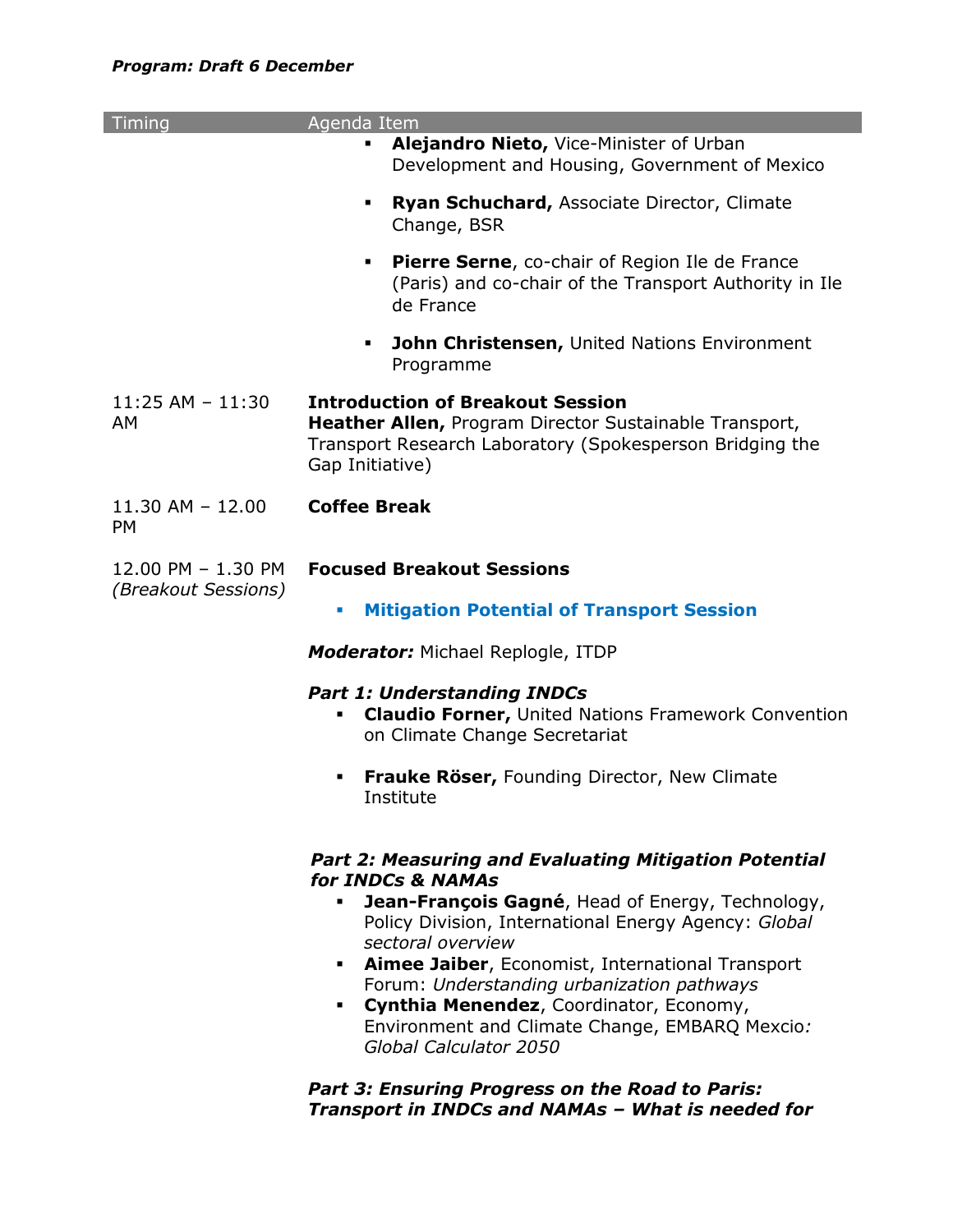***Program: Draft 6 December***

| Timing | Agenda Item |
|---|---|
| | ▪ **Alejandro Nieto,** Vice-Minister of Urban Development and Housing, Government of Mexico<br><br>▪ **Ryan Schuchard,** Associate Director, Climate Change, BSR<br><br>▪ **Pierre Serne**, co-chair of Region Ile de France (Paris) and co-chair of the Transport Authority in Ile de France<br><br>▪ **John Christensen,** United Nations Environment Programme |
| 11:25 AM – 11:30 AM | **Introduction of Breakout Session**<br>**Heather Allen,** Program Director Sustainable Transport, Transport Research Laboratory (Spokesperson Bridging the Gap Initiative) |
| 11.30 AM – 12.00 PM | **Coffee Break** |
| 12.00 PM – 1.30 PM *(Breakout Sessions)* | **Focused Breakout Sessions**<br><br>▪ **Mitigation Potential of Transport Session**<br><br>***Moderator:*** Michael Replogle, ITDP<br><br>***Part 1: Understanding INDCs***<br>▪ **Claudio Forner,** United Nations Framework Convention on Climate Change Secretariat<br><br>▪ **Frauke Röser,** Founding Director, New Climate Institute<br><br>***Part 2: Measuring and Evaluating Mitigation Potential for INDCs & NAMAs***<br>▪ **Jean-François Gagné**, Head of Energy, Technology, Policy Division, International Energy Agency: *Global sectoral overview*<br>▪ **Aimee Jaiber**, Economist, International Transport Forum: *Understanding urbanization pathways*<br>▪ **Cynthia Menendez**, Coordinator, Economy, Environment and Climate Change, EMBARQ Mexcio*: Global Calculator 2050*<br><br>***Part 3: Ensuring Progress on the Road to Paris: Transport in INDCs and NAMAs – What is needed for*** |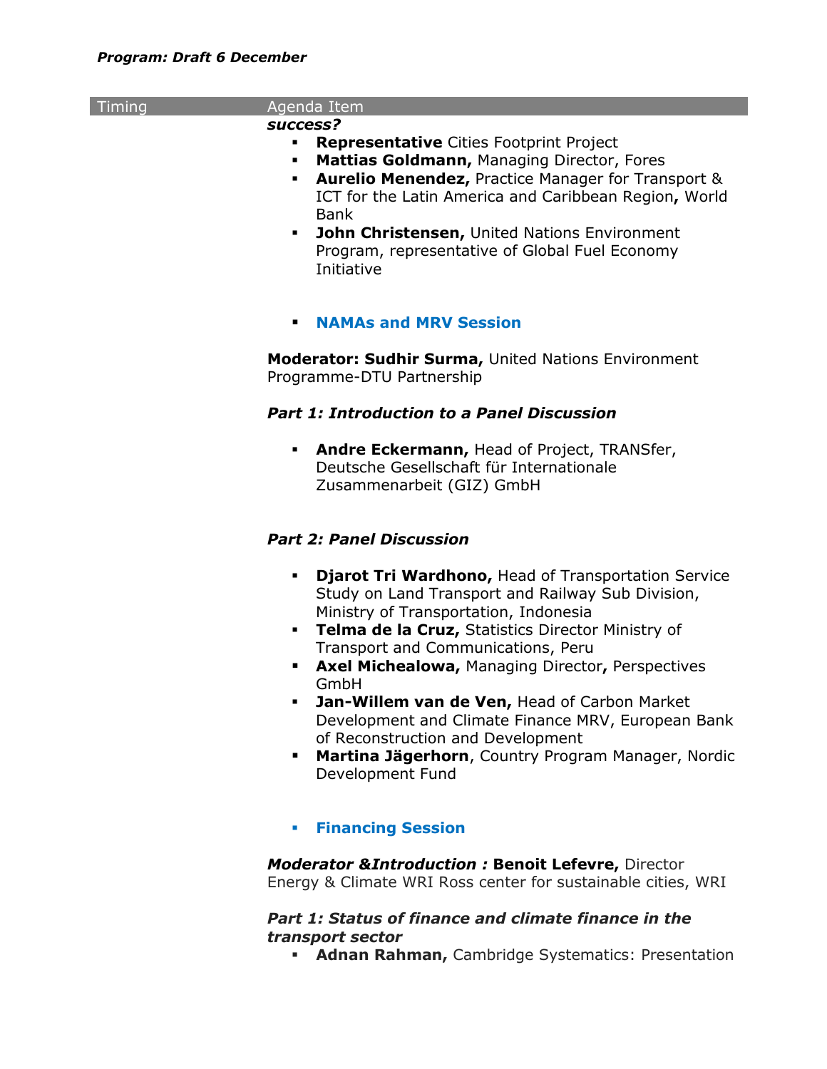***Program: Draft 6 December***

| Timing | Agenda Item |
|---|---|
| | ***success?*** |

- **Representative** Cities Footprint Project
- **Mattias Goldmann,** Managing Director, Fores
- **Aurelio Menendez,** Practice Manager for Transport & ICT for the Latin America and Caribbean Region**,** World Bank
- **John Christensen,** United Nations Environment Program, representative of Global Fuel Economy Initiative

- **NAMAs and MRV Session**

**Moderator: Sudhir Surma,** United Nations Environment Programme-DTU Partnership

***Part 1: Introduction to a Panel Discussion***

- **Andre Eckermann,** Head of Project, TRANSfer, Deutsche Gesellschaft für Internationale Zusammenarbeit (GIZ) GmbH

***Part 2: Panel Discussion***

- **Djarot Tri Wardhono,** Head of Transportation Service Study on Land Transport and Railway Sub Division, Ministry of Transportation, Indonesia
- **Telma de la Cruz,** Statistics Director Ministry of Transport and Communications, Peru
- **Axel Michealowa,** Managing Director**,** Perspectives GmbH
- **Jan-Willem van de Ven,** Head of Carbon Market Development and Climate Finance MRV, European Bank of Reconstruction and Development
- **Martina Jägerhorn**, Country Program Manager, Nordic Development Fund

- **Financing Session**

***Moderator &Introduction :*** **Benoit Lefevre,** Director Energy & Climate WRI Ross center for sustainable cities, WRI

***Part 1: Status of finance and climate finance in the transport sector***

- **Adnan Rahman,** Cambridge Systematics: Presentation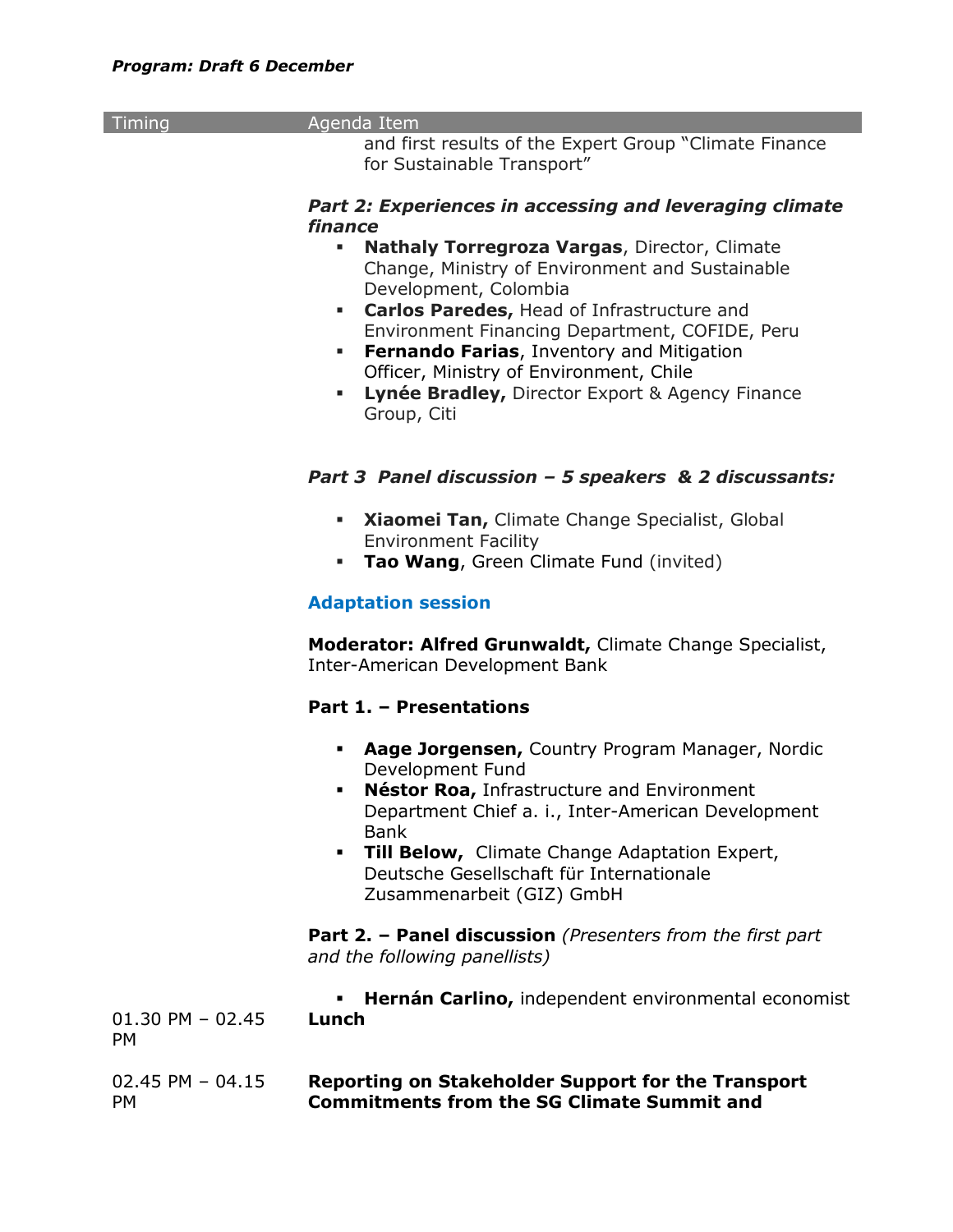*Program: Draft 6 December*

| Timing | Agenda Item |
|---|---|
| | and first results of the Expert Group "Climate Finance for Sustainable Transport"<br><br>***Part 2: Experiences in accessing and leveraging climate finance***<br>▪ **Nathaly Torregroza Vargas**, Director, Climate Change, Ministry of Environment and Sustainable Development, Colombia<br>▪ **Carlos Paredes,** Head of Infrastructure and Environment Financing Department, COFIDE, Peru<br>▪ **Fernando Farias**, Inventory and Mitigation Officer, Ministry of Environment, Chile<br>▪ **Lynée Bradley,** Director Export & Agency Finance Group, Citi<br><br>***Part 3 Panel discussion – 5 speakers & 2 discussants:***<br>▪ **Xiaomei Tan,** Climate Change Specialist, Global Environment Facility<br>▪ **Tao Wang**, Green Climate Fund (invited)<br><br>**Adaptation session**<br><br>**Moderator: Alfred Grunwaldt,** Climate Change Specialist, Inter-American Development Bank<br><br>**Part 1. – Presentations**<br>▪ **Aage Jorgensen,** Country Program Manager, Nordic Development Fund<br>▪ **Néstor Roa,** Infrastructure and Environment Department Chief a. i., Inter-American Development Bank<br>▪ **Till Below,** Climate Change Adaptation Expert, Deutsche Gesellschaft für Internationale Zusammenarbeit (GIZ) GmbH<br><br>**Part 2. – Panel discussion** *(Presenters from the first part and the following panellists)*<br>▪ **Hernán Carlino,** independent environmental economist |
| 01.30 PM – 02.45 PM | **Lunch** |
| 02.45 PM – 04.15 PM | **Reporting on Stakeholder Support for the Transport Commitments from the SG Climate Summit and** |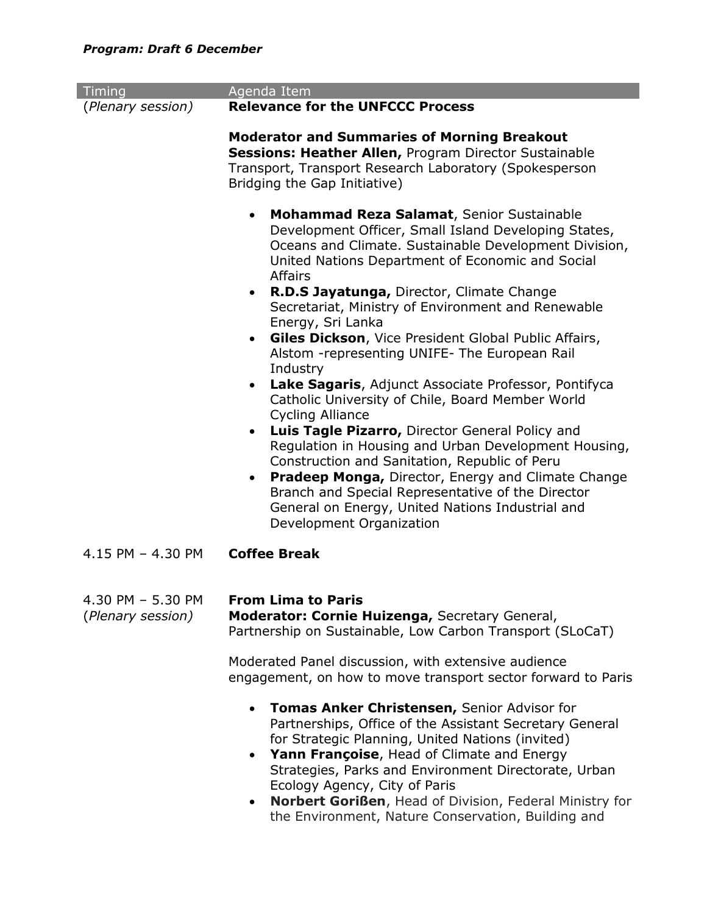*Program: Draft 6 December*

| Timing | Agenda Item |
|---|---|
| (*Plenary session*) | **Relevance for the UNFCCC Process**<br><br>**Moderator and Summaries of Morning Breakout Sessions: Heather Allen,** Program Director Sustainable Transport, Transport Research Laboratory (Spokesperson Bridging the Gap Initiative)<br><br>• **Mohammad Reza Salamat**, Senior Sustainable Development Officer, Small Island Developing States, Oceans and Climate. Sustainable Development Division, United Nations Department of Economic and Social Affairs<br>• **R.D.S Jayatunga,** Director, Climate Change Secretariat, Ministry of Environment and Renewable Energy, Sri Lanka<br>• **Giles Dickson**, Vice President Global Public Affairs, Alstom -representing UNIFE- The European Rail Industry<br>• **Lake Sagaris**, Adjunct Associate Professor, Pontifyca Catholic University of Chile, Board Member World Cycling Alliance<br>• **Luis Tagle Pizarro,** Director General Policy and Regulation in Housing and Urban Development Housing, Construction and Sanitation, Republic of Peru<br>• **Pradeep Monga,** Director, Energy and Climate Change Branch and Special Representative of the Director General on Energy, United Nations Industrial and Development Organization |
| 4.15 PM – 4.30 PM | **Coffee Break** |
| 4.30 PM – 5.30 PM<br>(*Plenary session*) | **From Lima to Paris**<br>**Moderator: Cornie Huizenga,** Secretary General, Partnership on Sustainable, Low Carbon Transport (SLoCaT)<br><br>Moderated Panel discussion, with extensive audience engagement, on how to move transport sector forward to Paris<br><br>• **Tomas Anker Christensen,** Senior Advisor for Partnerships, Office of the Assistant Secretary General for Strategic Planning, United Nations (invited)<br>• **Yann Françoise**, Head of Climate and Energy Strategies, Parks and Environment Directorate, Urban Ecology Agency, City of Paris<br>• **Norbert Gorißen**, Head of Division, Federal Ministry for the Environment, Nature Conservation, Building and |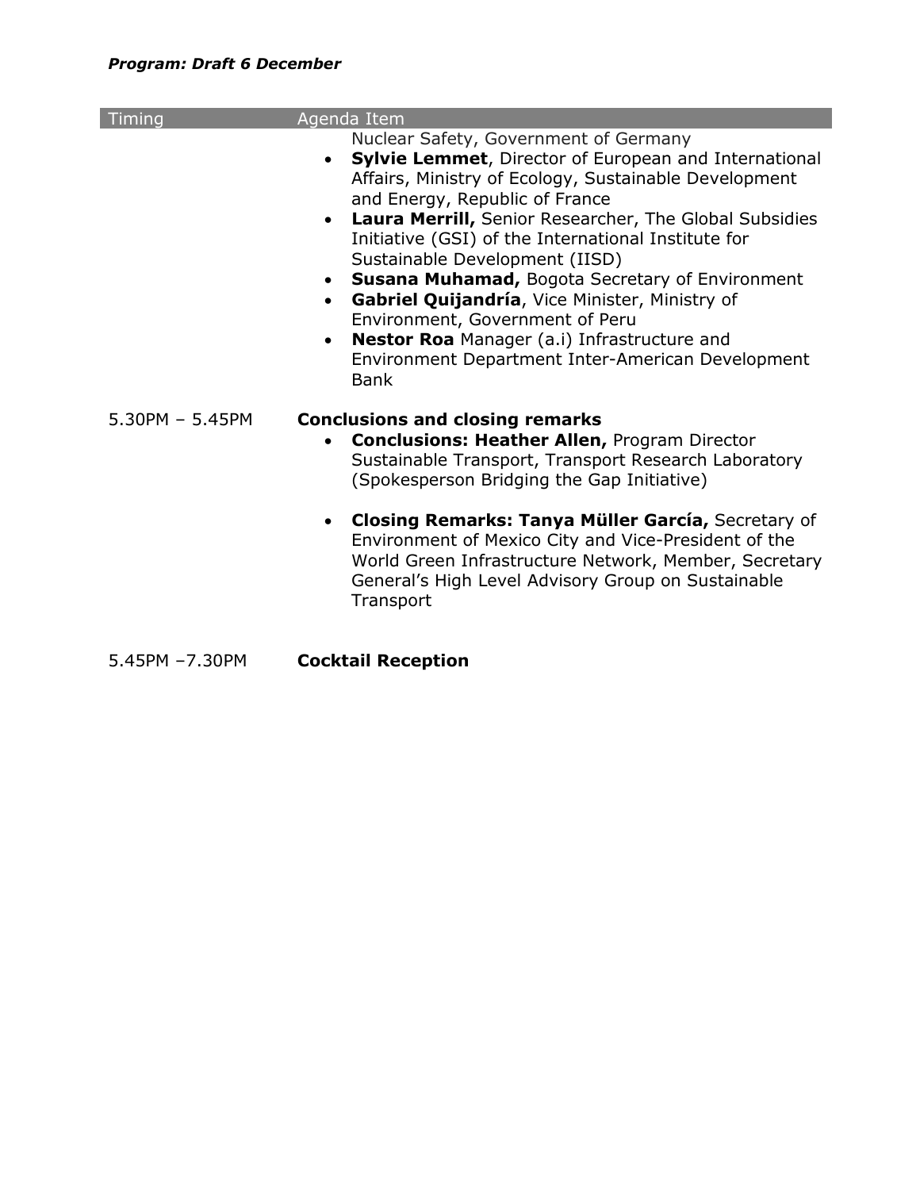*Program: Draft 6 December*

| Timing | Agenda Item |
| --- | --- |
| | Nuclear Safety, Government of Germany<br>• **Sylvie Lemmet**, Director of European and International Affairs, Ministry of Ecology, Sustainable Development and Energy, Republic of France<br>• **Laura Merrill,** Senior Researcher, The Global Subsidies Initiative (GSI) of the International Institute for Sustainable Development (IISD)<br>• **Susana Muhamad,** Bogota Secretary of Environment<br>• **Gabriel Quijandría**, Vice Minister, Ministry of Environment, Government of Peru<br>• **Nestor Roa** Manager (a.i) Infrastructure and Environment Department Inter-American Development Bank |
| 5.30PM – 5.45PM | **Conclusions and closing remarks**<br>• **Conclusions: Heather Allen,** Program Director Sustainable Transport, Transport Research Laboratory (Spokesperson Bridging the Gap Initiative)<br>• **Closing Remarks: Tanya Müller García,** Secretary of Environment of Mexico City and Vice-President of the World Green Infrastructure Network, Member, Secretary General's High Level Advisory Group on Sustainable Transport |
| 5.45PM –7.30PM | **Cocktail Reception** |